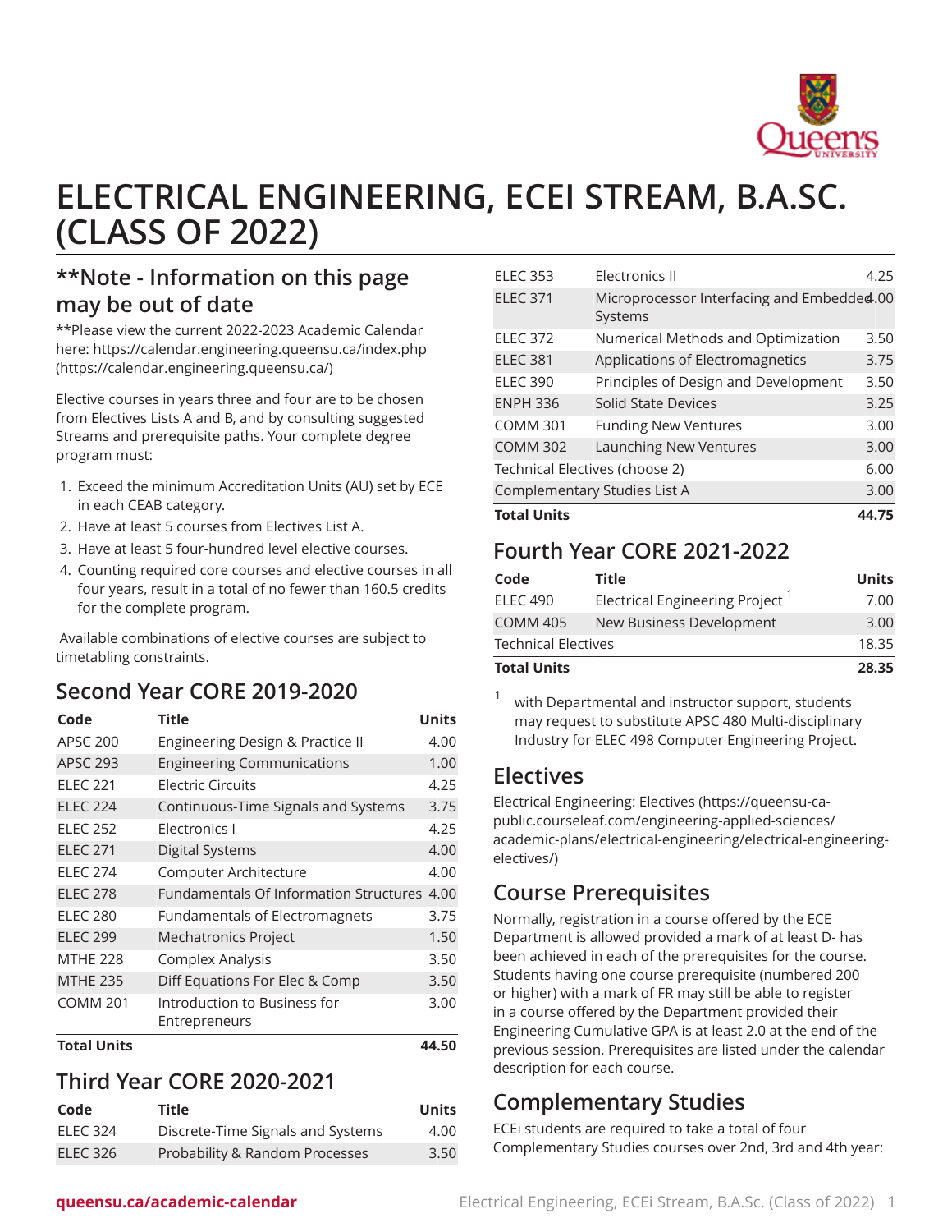# ELECTRICAL ENGINEERING, ECEI STREAM, B.A.SC. (CLASS OF 2022)

## **Note - Information on this page may be out of date

**Please view the current 2022-2023 Academic Calendar here: https://calendar.engineering.queensu.ca/index.php (https://calendar.engineering.queensu.ca/)

Elective courses in years three and four are to be chosen from Electives Lists A and B, and by consulting suggested Streams and prerequisite paths. Your complete degree program must:

1. Exceed the minimum Accreditation Units (AU) set by ECE in each CEAB category.
2. Have at least 5 courses from Electives List A.
3. Have at least 5 four-hundred level elective courses.
4. Counting required core courses and elective courses in all four years, result in a total of no fewer than 160.5 credits for the complete program.

Available combinations of elective courses are subject to timetabling constraints.

## Second Year CORE 2019-2020

| Code | Title | Units |
|---|---|---|
| APSC 200 | Engineering Design & Practice II | 4.00 |
| APSC 293 | Engineering Communications | 1.00 |
| ELEC 221 | Electric Circuits | 4.25 |
| ELEC 224 | Continuous-Time Signals and Systems | 3.75 |
| ELEC 252 | Electronics I | 4.25 |
| ELEC 271 | Digital Systems | 4.00 |
| ELEC 274 | Computer Architecture | 4.00 |
| ELEC 278 | Fundamentals Of Information Structures | 4.00 |
| ELEC 280 | Fundamentals of Electromagnets | 3.75 |
| ELEC 299 | Mechatronics Project | 1.50 |
| MTHE 228 | Complex Analysis | 3.50 |
| MTHE 235 | Diff Equations For Elec & Comp | 3.50 |
| COMM 201 | Introduction to Business for Entrepreneurs | 3.00 |
| **Total Units** | | **44.50** |

## Third Year CORE 2020-2021

| Code | Title | Units |
|---|---|---|
| ELEC 324 | Discrete-Time Signals and Systems | 4.00 |
| ELEC 326 | Probability & Random Processes | 3.50 |
| ELEC 353 | Electronics II | 4.25 |
| ELEC 371 | Microprocessor Interfacing and Embedded Systems | 4.00 |
| ELEC 372 | Numerical Methods and Optimization | 3.50 |
| ELEC 381 | Applications of Electromagnetics | 3.75 |
| ELEC 390 | Principles of Design and Development | 3.50 |
| ENPH 336 | Solid State Devices | 3.25 |
| COMM 301 | Funding New Ventures | 3.00 |
| COMM 302 | Launching New Ventures | 3.00 |
| Technical Electives (choose 2) | | 6.00 |
| Complementary Studies List A | | 3.00 |
| **Total Units** | | **44.75** |

## Fourth Year CORE 2021-2022

| Code | Title | Units |
|---|---|---|
| ELEC 490 | Electrical Engineering Project [1] | 7.00 |
| COMM 405 | New Business Development | 3.00 |
| Technical Electives | | 18.35 |
| **Total Units** | | **28.35** |

[1] with Departmental and instructor support, students may request to substitute APSC 480 Multi-disciplinary Industry for ELEC 498 Computer Engineering Project.

## Electives

Electrical Engineering: Electives (https://queensu-ca-public.courseleaf.com/engineering-applied-sciences/academic-plans/electrical-engineering/electrical-engineering-electives/)

## Course Prerequisites

Normally, registration in a course offered by the ECE Department is allowed provided a mark of at least D- has been achieved in each of the prerequisites for the course. Students having one course prerequisite (numbered 200 or higher) with a mark of FR may still be able to register in a course offered by the Department provided their Engineering Cumulative GPA is at least 2.0 at the end of the previous session. Prerequisites are listed under the calendar description for each course.

## Complementary Studies

ECEi students are required to take a total of four Complementary Studies courses over 2nd, 3rd and 4th year: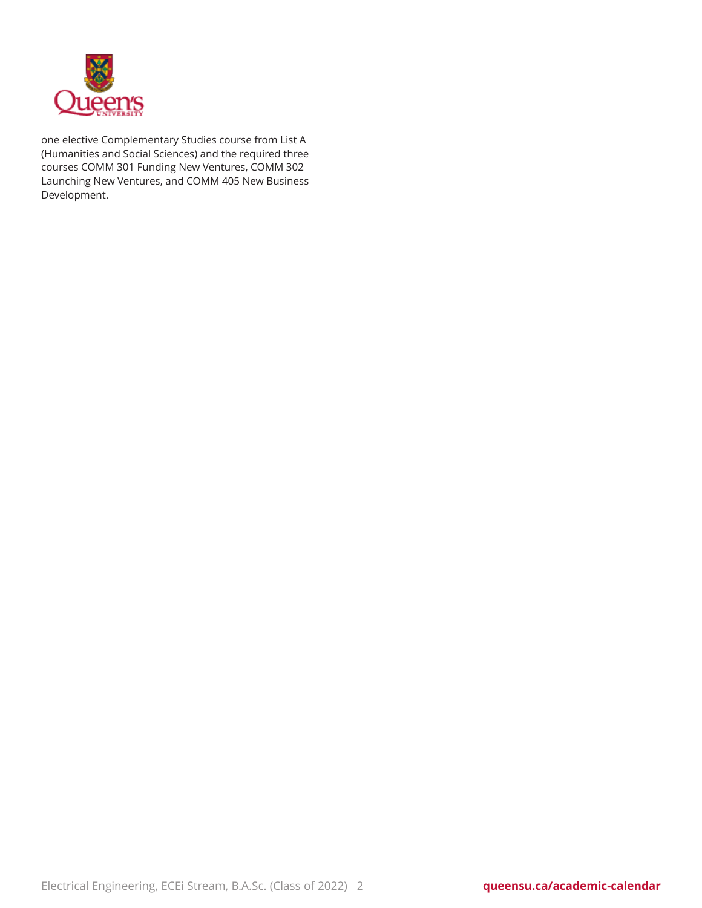one elective Complementary Studies course from List A (Humanities and Social Sciences) and the required three courses COMM 301 Funding New Ventures, COMM 302 Launching New Ventures, and COMM 405 New Business Development.